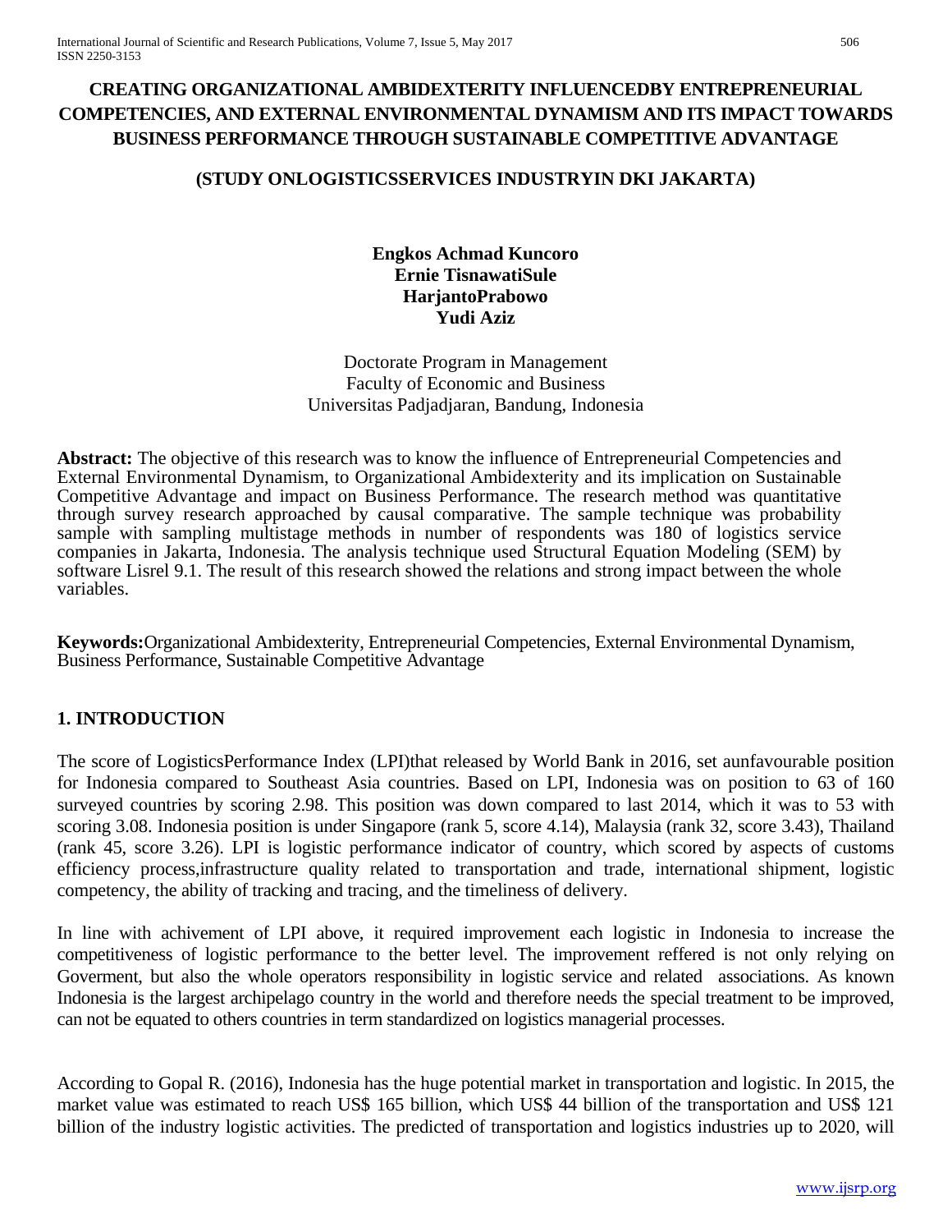# CREATING ORGANIZATIONAL AMBIDEXTERITY INFLUENCEDBY ENTREPRENEURIAL COMPETENCIES, AND EXTERNAL ENVIRONMENTAL DYNAMISM AND ITS IMPACT TOWARDS BUSINESS PERFORMANCE THROUGH SUSTAINABLE COMPETITIVE ADVANTAGE

## (STUDY ONLOGISTICSSERVICES INDUSTRYIN DKI JAKARTA)

**Engkos Achmad Kuncoro**
**Ernie TisnawatiSule**
**HarjantoPrabowo**
**Yudi Aziz**

Doctorate Program in Management
Faculty of Economic and Business
Universitas Padjadjaran, Bandung, Indonesia

**Abstract:** The objective of this research was to know the influence of Entrepreneurial Competencies and External Environmental Dynamism, to Organizational Ambidexterity and its implication on Sustainable Competitive Advantage and impact on Business Performance. The research method was quantitative through survey research approached by causal comparative. The sample technique was probability sample with sampling multistage methods in number of respondents was 180 of logistics service companies in Jakarta, Indonesia. The analysis technique used Structural Equation Modeling (SEM) by software Lisrel 9.1. The result of this research showed the relations and strong impact between the whole variables.

**Keywords:**Organizational Ambidexterity, Entrepreneurial Competencies, External Environmental Dynamism, Business Performance, Sustainable Competitive Advantage

## 1. INTRODUCTION

The score of LogisticsPerformance Index (LPI)that released by World Bank in 2016, set aunfavourable position for Indonesia compared to Southeast Asia countries. Based on LPI, Indonesia was on position to 63 of 160 surveyed countries by scoring 2.98. This position was down compared to last 2014, which it was to 53 with scoring 3.08. Indonesia position is under Singapore (rank 5, score 4.14), Malaysia (rank 32, score 3.43), Thailand (rank 45, score 3.26). LPI is logistic performance indicator of country, which scored by aspects of customs efficiency process,infrastructure quality related to transportation and trade, international shipment, logistic competency, the ability of tracking and tracing, and the timeliness of delivery.

In line with achivement of LPI above, it required improvement each logistic in Indonesia to increase the competitiveness of logistic performance to the better level. The improvement reffered is not only relying on Goverment, but also the whole operators responsibility in logistic service and related associations. As known Indonesia is the largest archipelago country in the world and therefore needs the special treatment to be improved, can not be equated to others countries in term standardized on logistics managerial processes.

According to Gopal R. (2016), Indonesia has the huge potential market in transportation and logistic. In 2015, the market value was estimated to reach US$ 165 billion, which US$ 44 billion of the transportation and US$ 121 billion of the industry logistic activities. The predicted of transportation and logistics industries up to 2020, will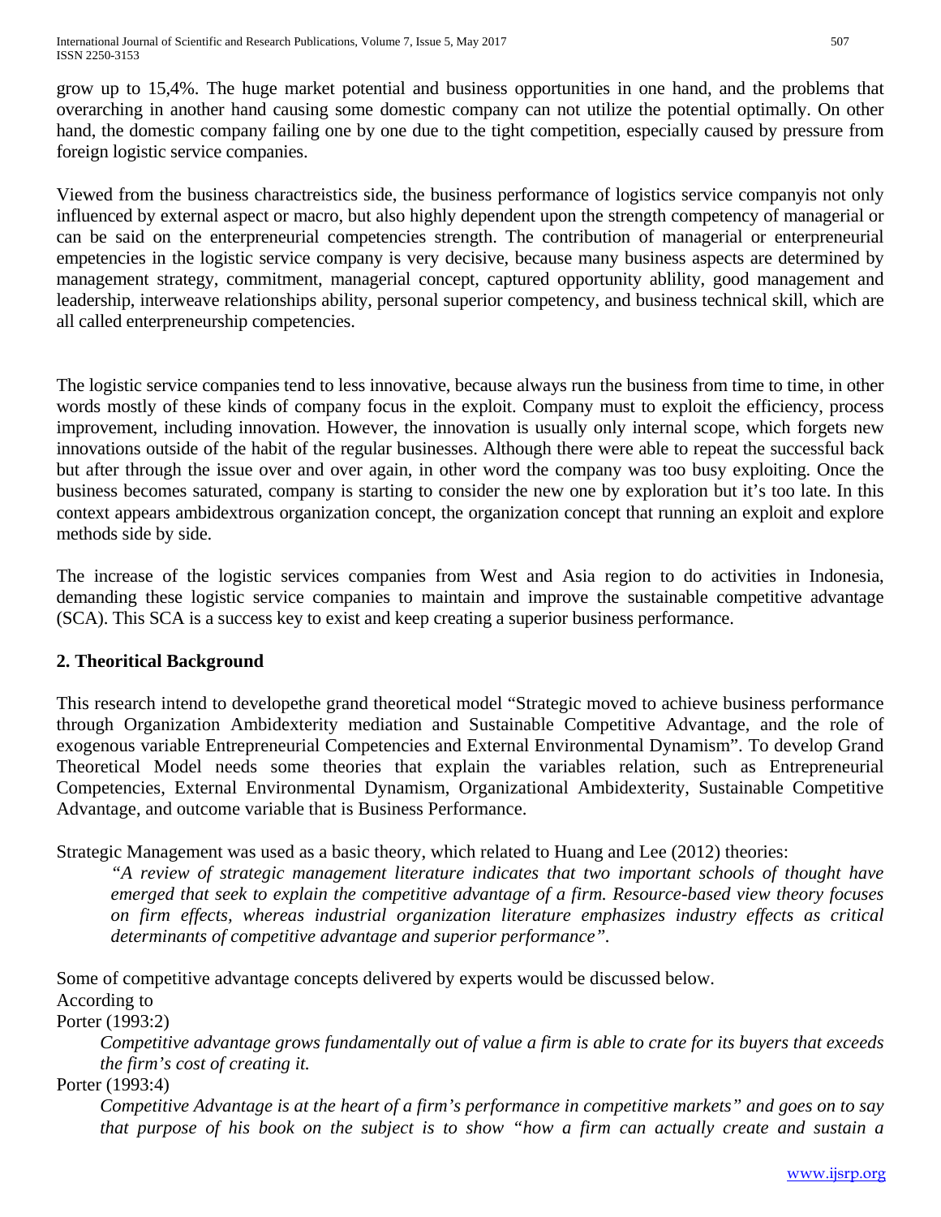grow up to 15,4%. The huge market potential and business opportunities in one hand, and the problems that overarching in another hand causing some domestic company can not utilize the potential optimally. On other hand, the domestic company failing one by one due to the tight competition, especially caused by pressure from foreign logistic service companies.

Viewed from the business charactreistics side, the business performance of logistics service companyis not only influenced by external aspect or macro, but also highly dependent upon the strength competency of managerial or can be said on the enterpreneurial competencies strength. The contribution of managerial or enterpreneurial empetencies in the logistic service company is very decisive, because many business aspects are determined by management strategy, commitment, managerial concept, captured opportunity ablility, good management and leadership, interweave relationships ability, personal superior competency, and business technical skill, which are all called enterpreneurship competencies.

The logistic service companies tend to less innovative, because always run the business from time to time, in other words mostly of these kinds of company focus in the exploit. Company must to exploit the efficiency, process improvement, including innovation. However, the innovation is usually only internal scope, which forgets new innovations outside of the habit of the regular businesses. Although there were able to repeat the successful back but after through the issue over and over again, in other word the company was too busy exploiting. Once the business becomes saturated, company is starting to consider the new one by exploration but it's too late. In this context appears ambidextrous organization concept, the organization concept that running an exploit and explore methods side by side.

The increase of the logistic services companies from West and Asia region to do activities in Indonesia, demanding these logistic service companies to maintain and improve the sustainable competitive advantage (SCA). This SCA is a success key to exist and keep creating a superior business performance.

## 2. Theoritical Background

This research intend to developethe grand theoretical model "Strategic moved to achieve business performance through Organization Ambidexterity mediation and Sustainable Competitive Advantage, and the role of exogenous variable Entrepreneurial Competencies and External Environmental Dynamism". To develop Grand Theoretical Model needs some theories that explain the variables relation, such as Entrepreneurial Competencies, External Environmental Dynamism, Organizational Ambidexterity, Sustainable Competitive Advantage, and outcome variable that is Business Performance.

Strategic Management was used as a basic theory, which related to Huang and Lee (2012) theories:

> *"A review of strategic management literature indicates that two important schools of thought have emerged that seek to explain the competitive advantage of a firm. Resource-based view theory focuses on firm effects, whereas industrial organization literature emphasizes industry effects as critical determinants of competitive advantage and superior performance".*

Some of competitive advantage concepts delivered by experts would be discussed below.

According to

Porter (1993:2)

> *Competitive advantage grows fundamentally out of value a firm is able to crate for its buyers that exceeds the firm's cost of creating it.*

Porter (1993:4)

> *Competitive Advantage is at the heart of a firm's performance in competitive markets" and goes on to say that purpose of his book on the subject is to show "how a firm can actually create and sustain a*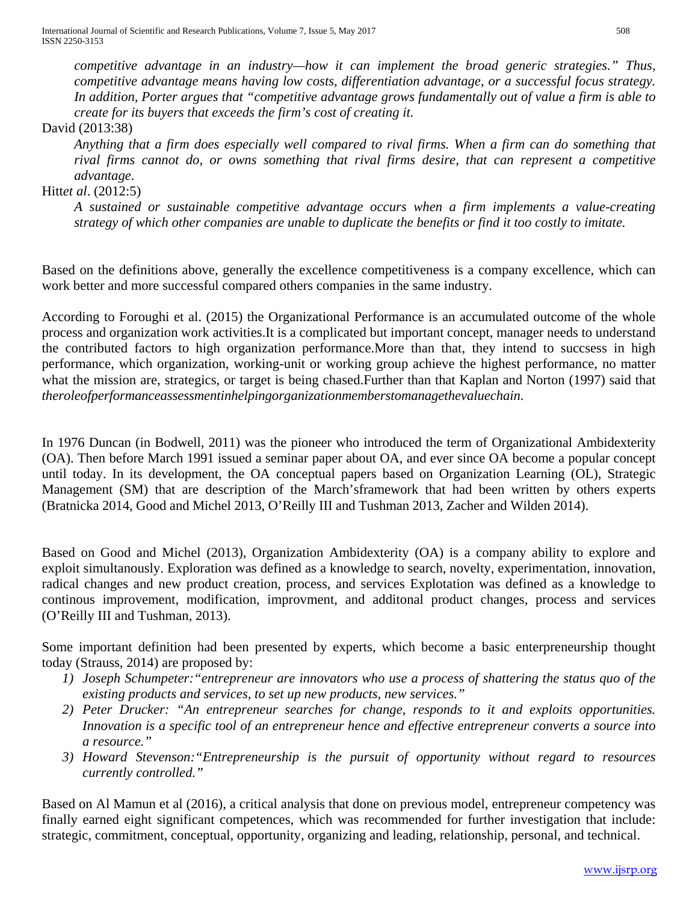*competitive advantage in an industry—how it can implement the broad generic strategies." Thus, competitive advantage means having low costs, differentiation advantage, or a successful focus strategy. In addition, Porter argues that "competitive advantage grows fundamentally out of value a firm is able to create for its buyers that exceeds the firm's cost of creating it.*

David (2013:38)

*Anything that a firm does especially well compared to rival firms. When a firm can do something that rival firms cannot do, or owns something that rival firms desire, that can represent a competitive advantage.*

Hitt*et al*. (2012:5)

*A sustained or sustainable competitive advantage occurs when a firm implements a value-creating strategy of which other companies are unable to duplicate the benefits or find it too costly to imitate.*

Based on the definitions above, generally the excellence competitiveness is a company excellence, which can work better and more successful compared others companies in the same industry.

According to Foroughi et al. (2015) the Organizational Performance is an accumulated outcome of the whole process and organization work activities.It is a complicated but important concept, manager needs to understand the contributed factors to high organization performance.More than that, they intend to succsess in high performance, which organization, working-unit or working group achieve the highest performance, no matter what the mission are, strategics, or target is being chased.Further than that Kaplan and Norton (1997) said that *theroleofperformanceassessmentinhelpingorganizationmemberstomanagethevaluechain*.

In 1976 Duncan (in Bodwell, 2011) was the pioneer who introduced the term of Organizational Ambidexterity (OA). Then before March 1991 issued a seminar paper about OA, and ever since OA become a popular concept until today. In its development, the OA conceptual papers based on Organization Learning (OL), Strategic Management (SM) that are description of the March'sframework that had been written by others experts (Bratnicka 2014, Good and Michel 2013, O'Reilly III and Tushman 2013, Zacher and Wilden 2014).

Based on Good and Michel (2013), Organization Ambidexterity (OA) is a company ability to explore and exploit simultanously. Exploration was defined as a knowledge to search, novelty, experimentation, innovation, radical changes and new product creation, process, and services Explotation was defined as a knowledge to continous improvement, modification, improvment, and additonal product changes, process and services (O'Reilly III and Tushman, 2013).

Some important definition had been presented by experts, which become a basic enterpreneurship thought today (Strauss, 2014) are proposed by:

1) *Joseph Schumpeter:"entrepreneur are innovators who use a process of shattering the status quo of the existing products and services, to set up new products, new services."*
2) *Peter Drucker: "An entrepreneur searches for change, responds to it and exploits opportunities. Innovation is a specific tool of an entrepreneur hence and effective entrepreneur converts a source into a resource."*
3) *Howard Stevenson:"Entrepreneurship is the pursuit of opportunity without regard to resources currently controlled."*

Based on Al Mamun et al (2016), a critical analysis that done on previous model, entrepreneur competency was finally earned eight significant competences, which was recommended for further investigation that include: strategic, commitment, conceptual, opportunity, organizing and leading, relationship, personal, and technical.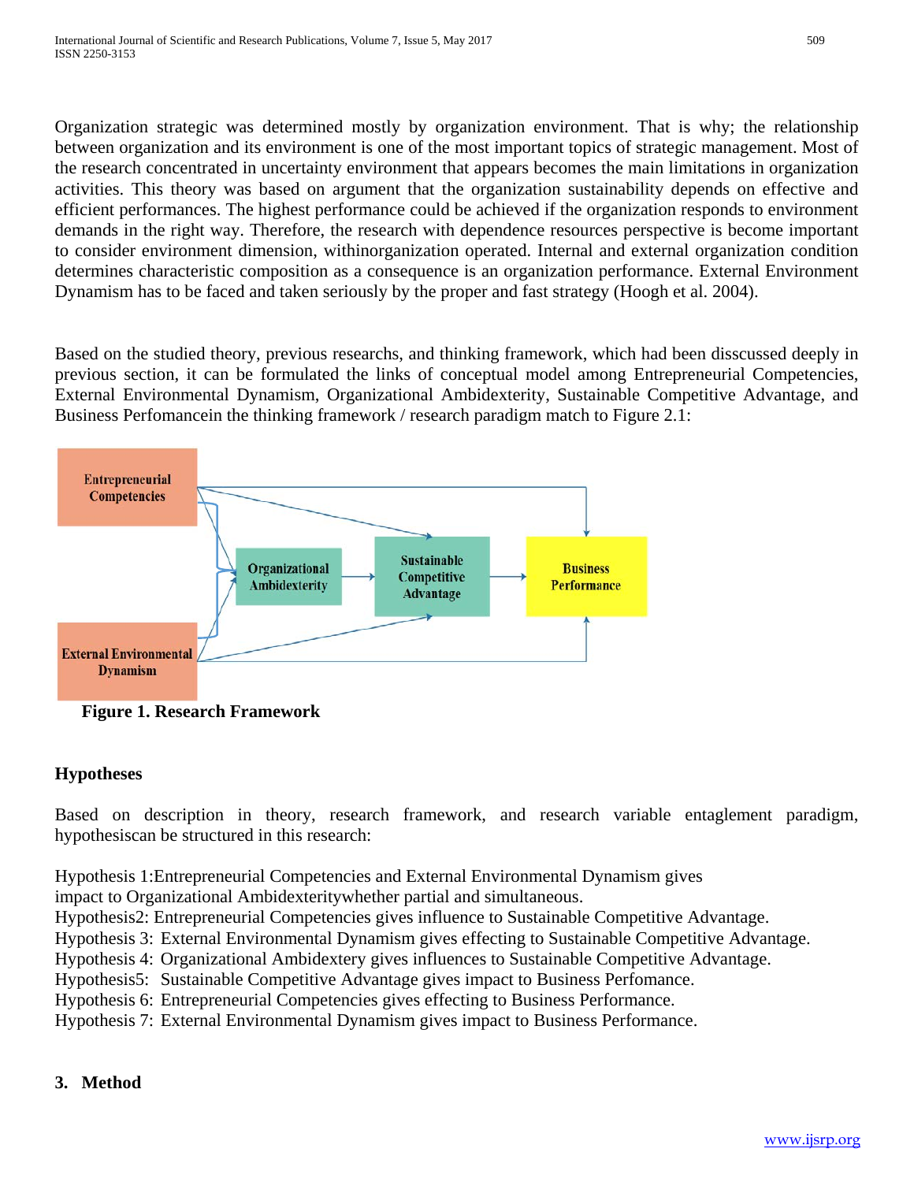Organization strategic was determined mostly by organization environment. That is why; the relationship between organization and its environment is one of the most important topics of strategic management. Most of the research concentrated in uncertainty environment that appears becomes the main limitations in organization activities. This theory was based on argument that the organization sustainability depends on effective and efficient performances. The highest performance could be achieved if the organization responds to environment demands in the right way. Therefore, the research with dependence resources perspective is become important to consider environment dimension, withinorganization operated. Internal and external organization condition determines characteristic composition as a consequence is an organization performance. External Environment Dynamism has to be faced and taken seriously by the proper and fast strategy (Hoogh et al. 2004).

Based on the studied theory, previous researchs, and thinking framework, which had been disscussed deeply in previous section, it can be formulated the links of conceptual model among Entrepreneurial Competencies, External Environmental Dynamism, Organizational Ambidexterity, Sustainable Competitive Advantage, and Business Perfomancein the thinking framework / research paradigm match to Figure 2.1:

Entrepreneurial Competencies

Organizational Ambidexterity

Sustainable Competitive Advantage

Business Performance

External Environmental Dynamism

**Figure 1. Research Framework**

### Hypotheses

Based on description in theory, research framework, and research variable entaglement paradigm, hypothesiscan be structured in this research:

Hypothesis 1:Entrepreneurial Competencies and External Environmental Dynamism gives impact to Organizational Ambidexteritywhether partial and simultaneous.
Hypothesis2: Entrepreneurial Competencies gives influence to Sustainable Competitive Advantage.
Hypothesis 3: External Environmental Dynamism gives effecting to Sustainable Competitive Advantage.
Hypothesis 4: Organizational Ambidextery gives influences to Sustainable Competitive Advantage.
Hypothesis5: Sustainable Competitive Advantage gives impact to Business Perfomance.
Hypothesis 6: Entrepreneurial Competencies gives effecting to Business Performance.
Hypothesis 7: External Environmental Dynamism gives impact to Business Performance.

## 3. Method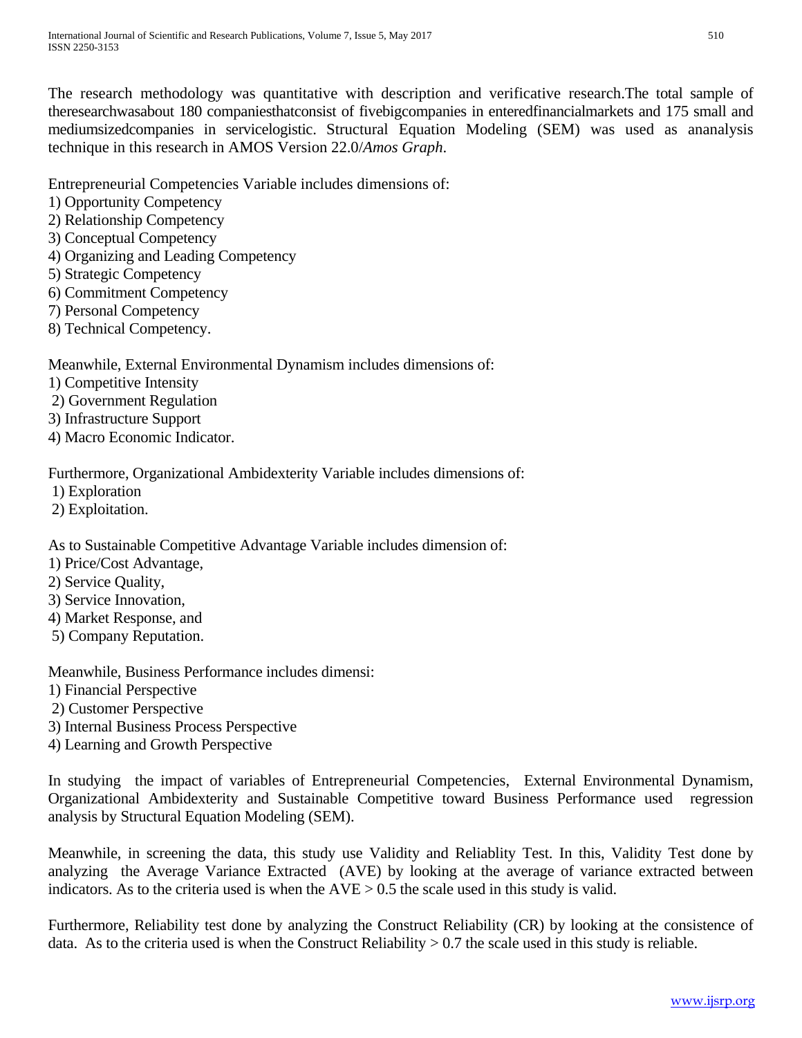The research methodology was quantitative with description and verificative research.The total sample of theresearchwasabout 180 companiesthatconsist of fivebigcompanies in enteredfinancialmarkets and 175 small and mediumsizedcompanies in servicelogistic. Structural Equation Modeling (SEM) was used as ananalysis technique in this research in AMOS Version 22.0/*Amos Graph*.

Entrepreneurial Competencies Variable includes dimensions of:

1) Opportunity Competency
2) Relationship Competency
3) Conceptual Competency
4) Organizing and Leading Competency
5) Strategic Competency
6) Commitment Competency
7) Personal Competency
8) Technical Competency.

Meanwhile, External Environmental Dynamism includes dimensions of:

1) Competitive Intensity
2) Government Regulation
3) Infrastructure Support
4) Macro Economic Indicator.

Furthermore, Organizational Ambidexterity Variable includes dimensions of:

1) Exploration
2) Exploitation.

As to Sustainable Competitive Advantage Variable includes dimension of:

1) Price/Cost Advantage,
2) Service Quality,
3) Service Innovation,
4) Market Response, and
5) Company Reputation.

Meanwhile, Business Performance includes dimensi:

1) Financial Perspective
2) Customer Perspective
3) Internal Business Process Perspective
4) Learning and Growth Perspective

In studying the impact of variables of Entrepreneurial Competencies, External Environmental Dynamism, Organizational Ambidexterity and Sustainable Competitive toward Business Performance used regression analysis by Structural Equation Modeling (SEM).

Meanwhile, in screening the data, this study use Validity and Reliablity Test. In this, Validity Test done by analyzing the Average Variance Extracted (AVE) by looking at the average of variance extracted between indicators. As to the criteria used is when the AVE > 0.5 the scale used in this study is valid.

Furthermore, Reliability test done by analyzing the Construct Reliability (CR) by looking at the consistence of data. As to the criteria used is when the Construct Reliability > 0.7 the scale used in this study is reliable.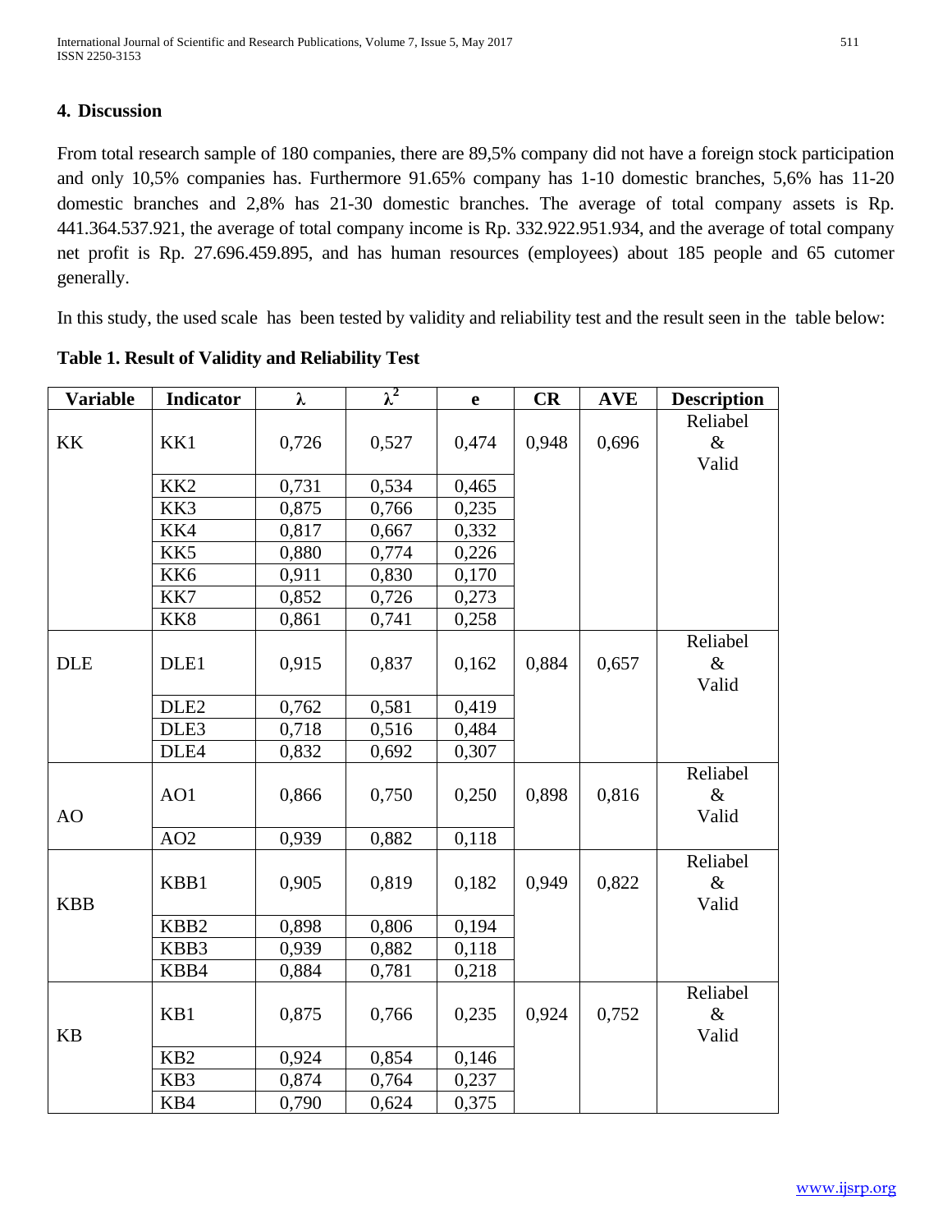## 4. Discussion

From total research sample of 180 companies, there are 89,5% company did not have a foreign stock participation and only 10,5% companies has. Furthermore 91.65% company has 1-10 domestic branches, 5,6% has 11-20 domestic branches and 2,8% has 21-30 domestic branches. The average of total company assets is Rp. 441.364.537.921, the average of total company income is Rp. 332.922.951.934, and the average of total company net profit is Rp. 27.696.459.895, and has human resources (employees) about 185 people and 65 cutomer generally.

In this study, the used scale has been tested by validity and reliability test and the result seen in the table below:

**Table 1. Result of Validity and Reliability Test**

| Variable | Indicator | λ | $\lambda^2$ | e | CR | AVE | Description |
|---|---|---|---|---|---|---|---|
| KK | KK1 | 0,726 | 0,527 | 0,474 | 0,948 | 0,696 | Reliabel & Valid |
| | KK2 | 0,731 | 0,534 | 0,465 | | | |
| | KK3 | 0,875 | 0,766 | 0,235 | | | |
| | KK4 | 0,817 | 0,667 | 0,332 | | | |
| | KK5 | 0,880 | 0,774 | 0,226 | | | |
| | KK6 | 0,911 | 0,830 | 0,170 | | | |
| | KK7 | 0,852 | 0,726 | 0,273 | | | |
| | KK8 | 0,861 | 0,741 | 0,258 | | | |
| DLE | DLE1 | 0,915 | 0,837 | 0,162 | 0,884 | 0,657 | Reliabel & Valid |
| | DLE2 | 0,762 | 0,581 | 0,419 | | | |
| | DLE3 | 0,718 | 0,516 | 0,484 | | | |
| | DLE4 | 0,832 | 0,692 | 0,307 | | | |
| AO | AO1 | 0,866 | 0,750 | 0,250 | 0,898 | 0,816 | Reliabel & Valid |
| | AO2 | 0,939 | 0,882 | 0,118 | | | |
| KBB | KBB1 | 0,905 | 0,819 | 0,182 | 0,949 | 0,822 | Reliabel & Valid |
| | KBB2 | 0,898 | 0,806 | 0,194 | | | |
| | KBB3 | 0,939 | 0,882 | 0,118 | | | |
| | KBB4 | 0,884 | 0,781 | 0,218 | | | |
| KB | KB1 | 0,875 | 0,766 | 0,235 | 0,924 | 0,752 | Reliabel & Valid |
| | KB2 | 0,924 | 0,854 | 0,146 | | | |
| | KB3 | 0,874 | 0,764 | 0,237 | | | |
| | KB4 | 0,790 | 0,624 | 0,375 | | | |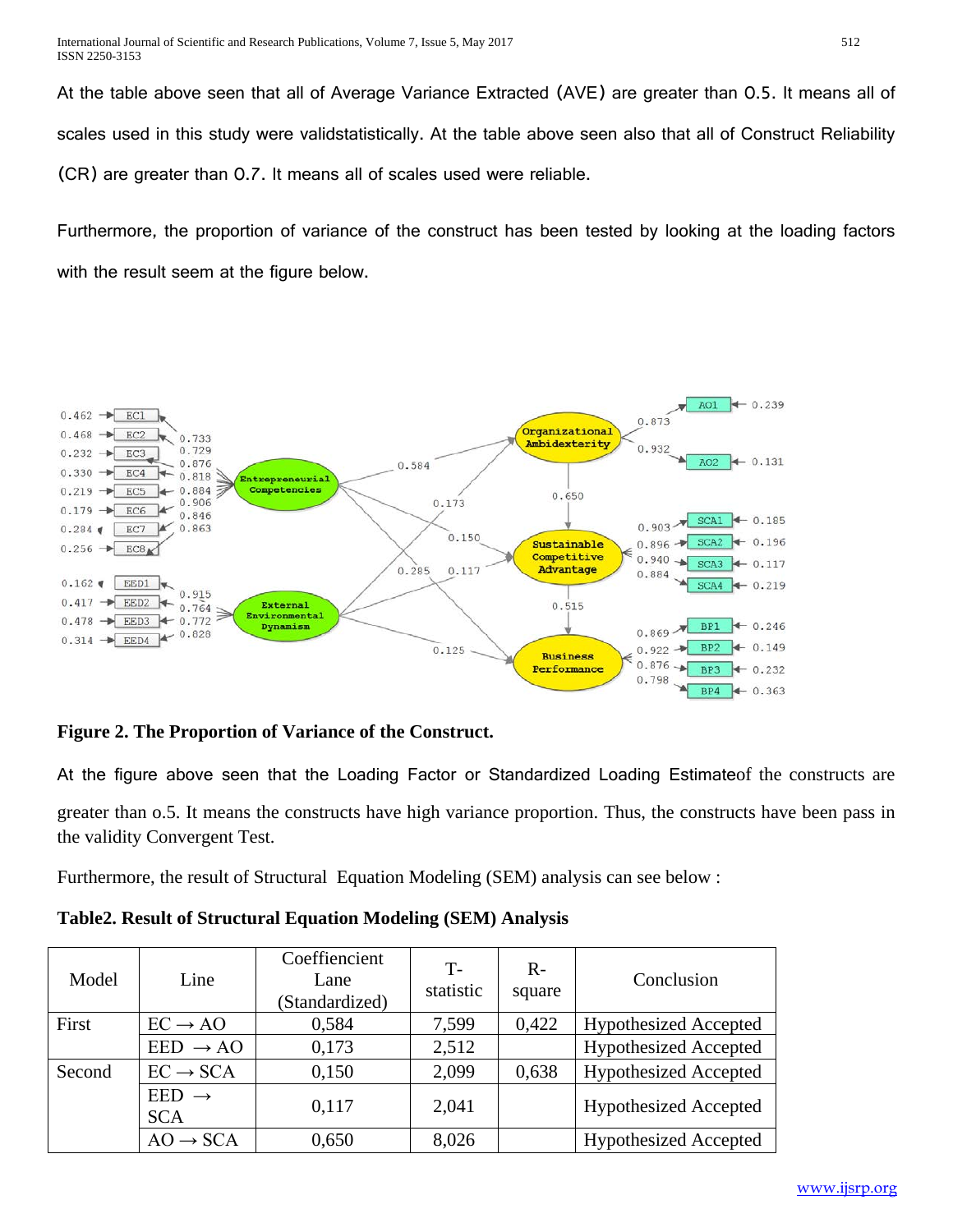At the table above seen that all of Average Variance Extracted (AVE) are greater than 0.5. It means all of scales used in this study were validstatistically. At the table above seen also that all of Construct Reliability (CR) are greater than 0.7. It means all of scales used were reliable.

Furthermore, the proportion of variance of the construct has been tested by looking at the loading factors with the result seem at the figure below.

0.462 EC1
0.468 EC2
0.232 EC3
0.330 EC4
0.219 EC5
0.179 EC6
0.284 EC7
0.256 EC8
0.733
0.729
0.876
0.818
0.884
0.906
0.846
0.863
Entrepreneurial Competencies
0.162 EED1
0.417 EED2
0.478 EED3
0.314 EED4
0.915
0.764
0.772
0.828
External Environmental Dynamism
0.584
0.173
0.150
0.285
0.117
0.125
Organizational Ambidexterity
0.650
Sustainable Competitive Advantage
0.515
Business Performance
0.873 AO1 0.239
0.932 AO2 0.131
0.903 SCA1 0.185
0.896 SCA2 0.196
0.940 SCA3 0.117
0.884 SCA4 0.219
0.869 BP1 0.246
0.922 BP2 0.149
0.876 BP3 0.232
0.798 BP4 0.363

**Figure 2. The Proportion of Variance of the Construct.**

At the figure above seen that the Loading Factor or Standardized Loading Estimateof the constructs are greater than o.5. It means the constructs have high variance proportion. Thus, the constructs have been pass in the validity Convergent Test.

Furthermore, the result of Structural Equation Modeling (SEM) analysis can see below :

**Table2. Result of Structural Equation Modeling (SEM) Analysis**

| Model | Line | Coeffiencient Lane (Standardized) | T-statistic | R-square | Conclusion |
|---|---|---|---|---|---|
| First | EC → AO | 0,584 | 7,599 | 0,422 | Hypothesized Accepted |
| | EED → AO | 0,173 | 2,512 | | Hypothesized Accepted |
| Second | EC → SCA | 0,150 | 2,099 | 0,638 | Hypothesized Accepted |
| | EED → SCA | 0,117 | 2,041 | | Hypothesized Accepted |
| | AO → SCA | 0,650 | 8,026 | | Hypothesized Accepted |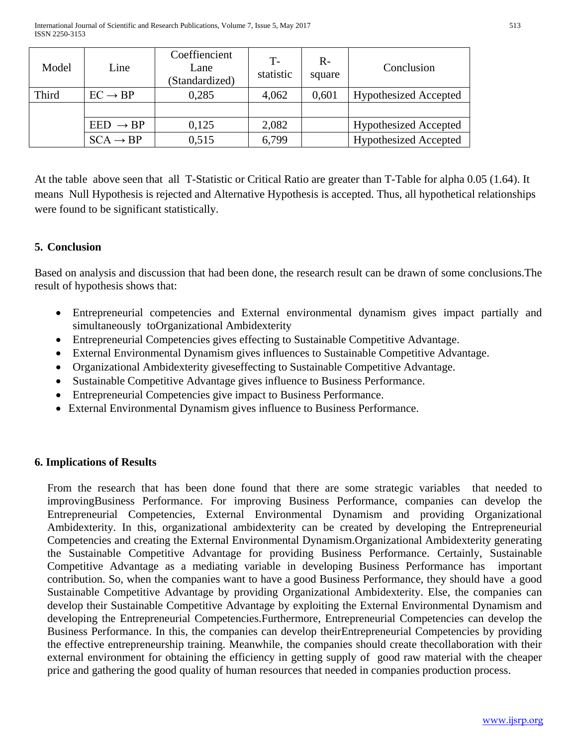| Model | Line | Coeffiencient Lane (Standardized) | T-statistic | R-square | Conclusion |
|---|---|---|---|---|---|
| Third | EC → BP | 0,285 | 4,062 | 0,601 | Hypothesized Accepted |
| | | | | | |
| | EED → BP | 0,125 | 2,082 | | Hypothesized Accepted |
| | SCA → BP | 0,515 | 6,799 | | Hypothesized Accepted |

At the table above seen that all T-Statistic or Critical Ratio are greater than T-Table for alpha 0.05 (1.64). It means Null Hypothesis is rejected and Alternative Hypothesis is accepted. Thus, all hypothetical relationships were found to be significant statistically.

## 5. Conclusion

Based on analysis and discussion that had been done, the research result can be drawn of some conclusions.The result of hypothesis shows that:

- Entrepreneurial competencies and External environmental dynamism gives impact partially and simultaneously toOrganizational Ambidexterity
- Entrepreneurial Competencies gives effecting to Sustainable Competitive Advantage.
- External Environmental Dynamism gives influences to Sustainable Competitive Advantage.
- Organizational Ambidexterity giveseffecting to Sustainable Competitive Advantage.
- Sustainable Competitive Advantage gives influence to Business Performance.
- Entrepreneurial Competencies give impact to Business Performance.
- External Environmental Dynamism gives influence to Business Performance.

## 6. Implications of Results

From the research that has been done found that there are some strategic variables that needed to improvingBusiness Performance. For improving Business Performance, companies can develop the Entrepreneurial Competencies, External Environmental Dynamism and providing Organizational Ambidexterity. In this, organizational ambidexterity can be created by developing the Entrepreneurial Competencies and creating the External Environmental Dynamism.Organizational Ambidexterity generating the Sustainable Competitive Advantage for providing Business Performance. Certainly, Sustainable Competitive Advantage as a mediating variable in developing Business Performance has important contribution. So, when the companies want to have a good Business Performance, they should have a good Sustainable Competitive Advantage by providing Organizational Ambidexterity. Else, the companies can develop their Sustainable Competitive Advantage by exploiting the External Environmental Dynamism and developing the Entrepreneurial Competencies.Furthermore, Entrepreneurial Competencies can develop the Business Performance. In this, the companies can develop theirEntrepreneurial Competencies by providing the effective entrepreneurship training. Meanwhile, the companies should create thecollaboration with their external environment for obtaining the efficiency in getting supply of good raw material with the cheaper price and gathering the good quality of human resources that needed in companies production process.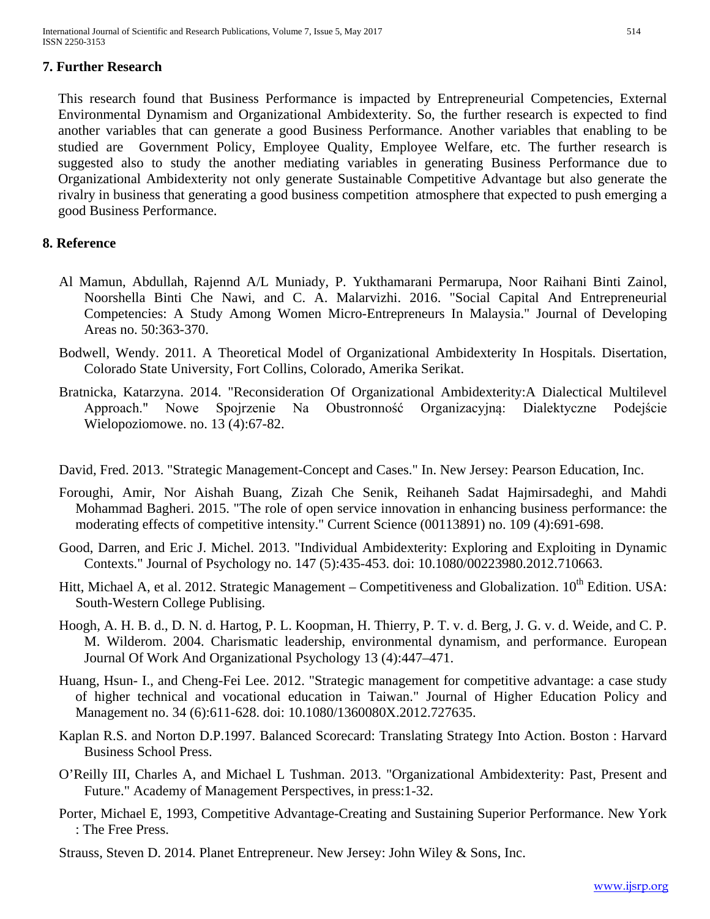## 7. Further Research

This research found that Business Performance is impacted by Entrepreneurial Competencies, External Environmental Dynamism and Organizational Ambidexterity. So, the further research is expected to find another variables that can generate a good Business Performance. Another variables that enabling to be studied are Government Policy, Employee Quality, Employee Welfare, etc. The further research is suggested also to study the another mediating variables in generating Business Performance due to Organizational Ambidexterity not only generate Sustainable Competitive Advantage but also generate the rivalry in business that generating a good business competition atmosphere that expected to push emerging a good Business Performance.

## 8. Reference

Al Mamun, Abdullah, Rajennd A/L Muniady, P. Yukthamarani Permarupa, Noor Raihani Binti Zainol, Noorshella Binti Che Nawi, and C. A. Malarvizhi. 2016. "Social Capital And Entrepreneurial Competencies: A Study Among Women Micro-Entrepreneurs In Malaysia." Journal of Developing Areas no. 50:363-370.

Bodwell, Wendy. 2011. A Theoretical Model of Organizational Ambidexterity In Hospitals. Disertation, Colorado State University, Fort Collins, Colorado, Amerika Serikat.

Bratnicka, Katarzyna. 2014. "Reconsideration Of Organizational Ambidexterity:A Dialectical Multilevel Approach." Nowe Spojrzenie Na Obustronność Organizacyjną: Dialektyczne Podejście Wielopoziomowe. no. 13 (4):67-82.

David, Fred. 2013. "Strategic Management-Concept and Cases." In. New Jersey: Pearson Education, Inc.

Foroughi, Amir, Nor Aishah Buang, Zizah Che Senik, Reihaneh Sadat Hajmirsadeghi, and Mahdi Mohammad Bagheri. 2015. "The role of open service innovation in enhancing business performance: the moderating effects of competitive intensity." Current Science (00113891) no. 109 (4):691-698.

Good, Darren, and Eric J. Michel. 2013. "Individual Ambidexterity: Exploring and Exploiting in Dynamic Contexts." Journal of Psychology no. 147 (5):435-453. doi: 10.1080/00223980.2012.710663.

Hitt, Michael A, et al. 2012. Strategic Management – Competitiveness and Globalization. 10th Edition. USA: South-Western College Publising.

Hoogh, A. H. B. d., D. N. d. Hartog, P. L. Koopman, H. Thierry, P. T. v. d. Berg, J. G. v. d. Weide, and C. P. M. Wilderom. 2004. Charismatic leadership, environmental dynamism, and performance. European Journal Of Work And Organizational Psychology 13 (4):447–471.

Huang, Hsun- I., and Cheng-Fei Lee. 2012. "Strategic management for competitive advantage: a case study of higher technical and vocational education in Taiwan." Journal of Higher Education Policy and Management no. 34 (6):611-628. doi: 10.1080/1360080X.2012.727635.

Kaplan R.S. and Norton D.P.1997. Balanced Scorecard: Translating Strategy Into Action. Boston : Harvard Business School Press.

O'Reilly III, Charles A, and Michael L Tushman. 2013. "Organizational Ambidexterity: Past, Present and Future." Academy of Management Perspectives, in press:1-32.

Porter, Michael E, 1993, Competitive Advantage-Creating and Sustaining Superior Performance. New York : The Free Press.

Strauss, Steven D. 2014. Planet Entrepreneur. New Jersey: John Wiley & Sons, Inc.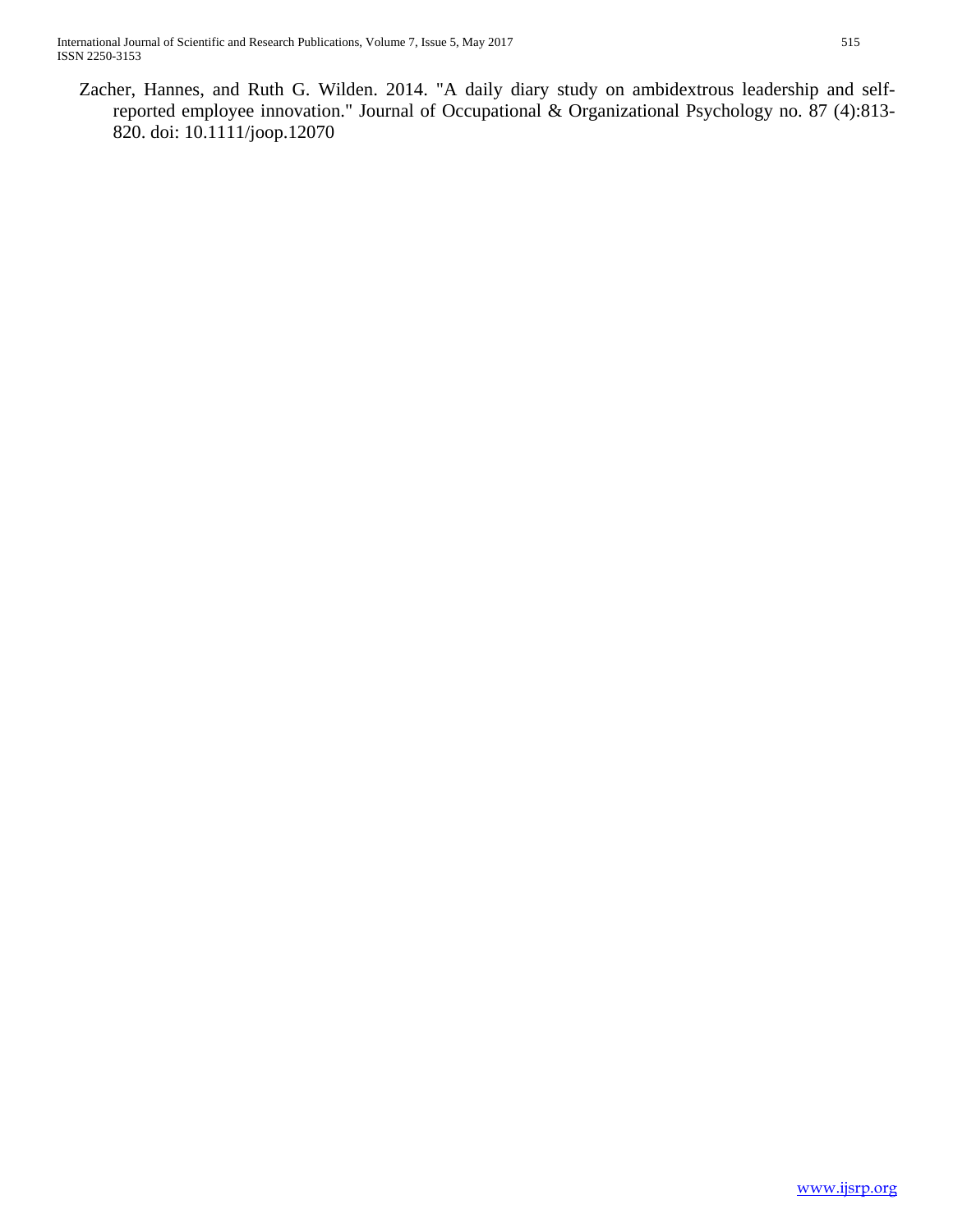Zacher, Hannes, and Ruth G. Wilden. 2014. "A daily diary study on ambidextrous leadership and self-reported employee innovation." Journal of Occupational & Organizational Psychology no. 87 (4):813-820. doi: 10.1111/joop.12070